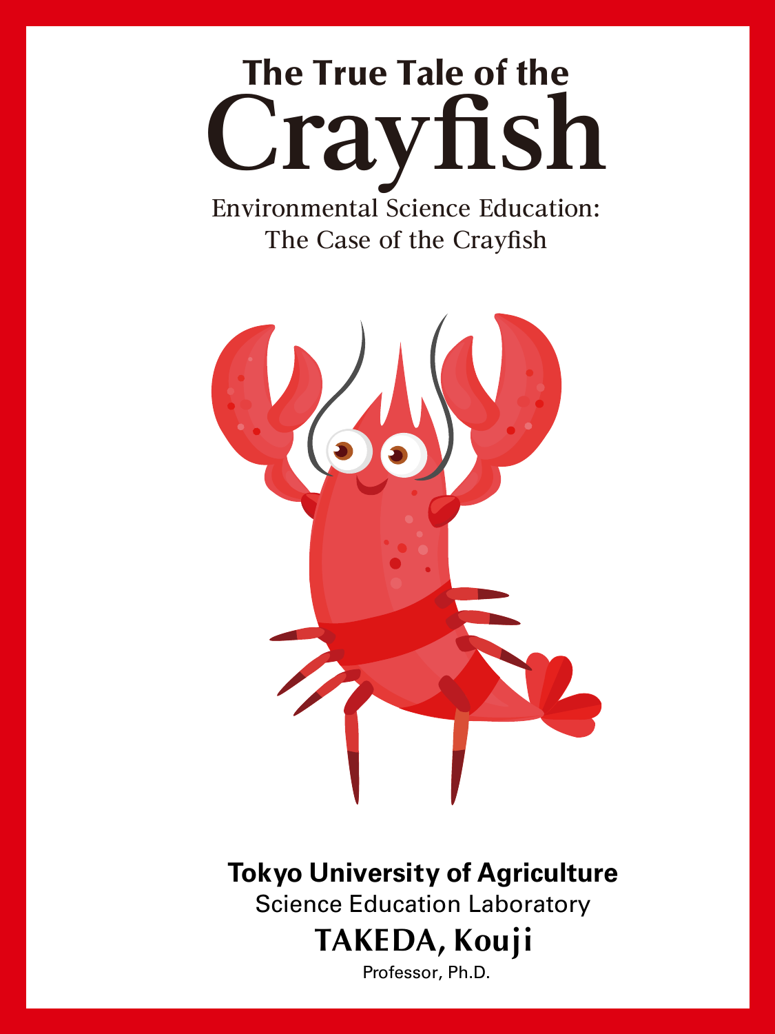# The True Tale of the Crayfish

## Environmental Science Education: The Case of the Crayfish

**Tokyo University of Agriculture**

Science Education Laboratory

**TAKEDA, Kouji**

Professor, Ph.D.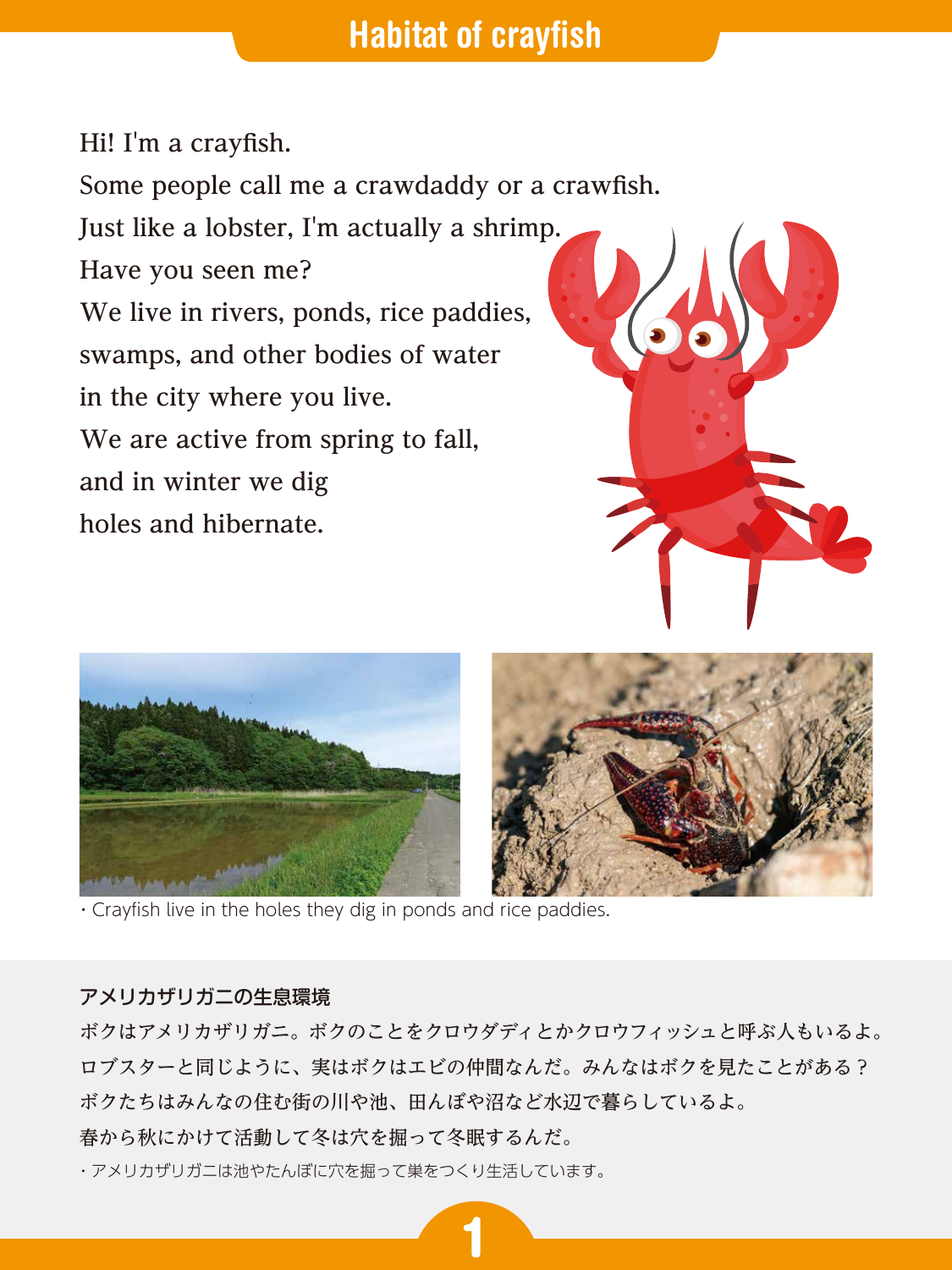# Habitat of crayfish

Hi! I'm a crayfish.
Some people call me a crawdaddy or a crawfish.
Just like a lobster, I'm actually a shrimp.
Have you seen me?
We live in rivers, ponds, rice paddies,
swamps, and other bodies of water
in the city where you live.
We are active from spring to fall,
and in winter we dig
holes and hibernate.

・Crayfish live in the holes they dig in ponds and rice paddies.

**アメリカザリガニの生息環境**

ボクはアメリカザリガニ。ボクのことをクロウダディとかクロウフィッシュと呼ぶ人もいるよ。
ロブスターと同じように、実はボクはエビの仲間なんだ。みんなはボクを見たことがある？
ボクたちはみんなの住む街の川や池、田んぼや沼など水辺で暮らしているよ。
春から秋にかけて活動して冬は穴を掘って冬眠するんだ。

・アメリカザリガニは池やたんぼに穴を掘って巣をつくり生活しています。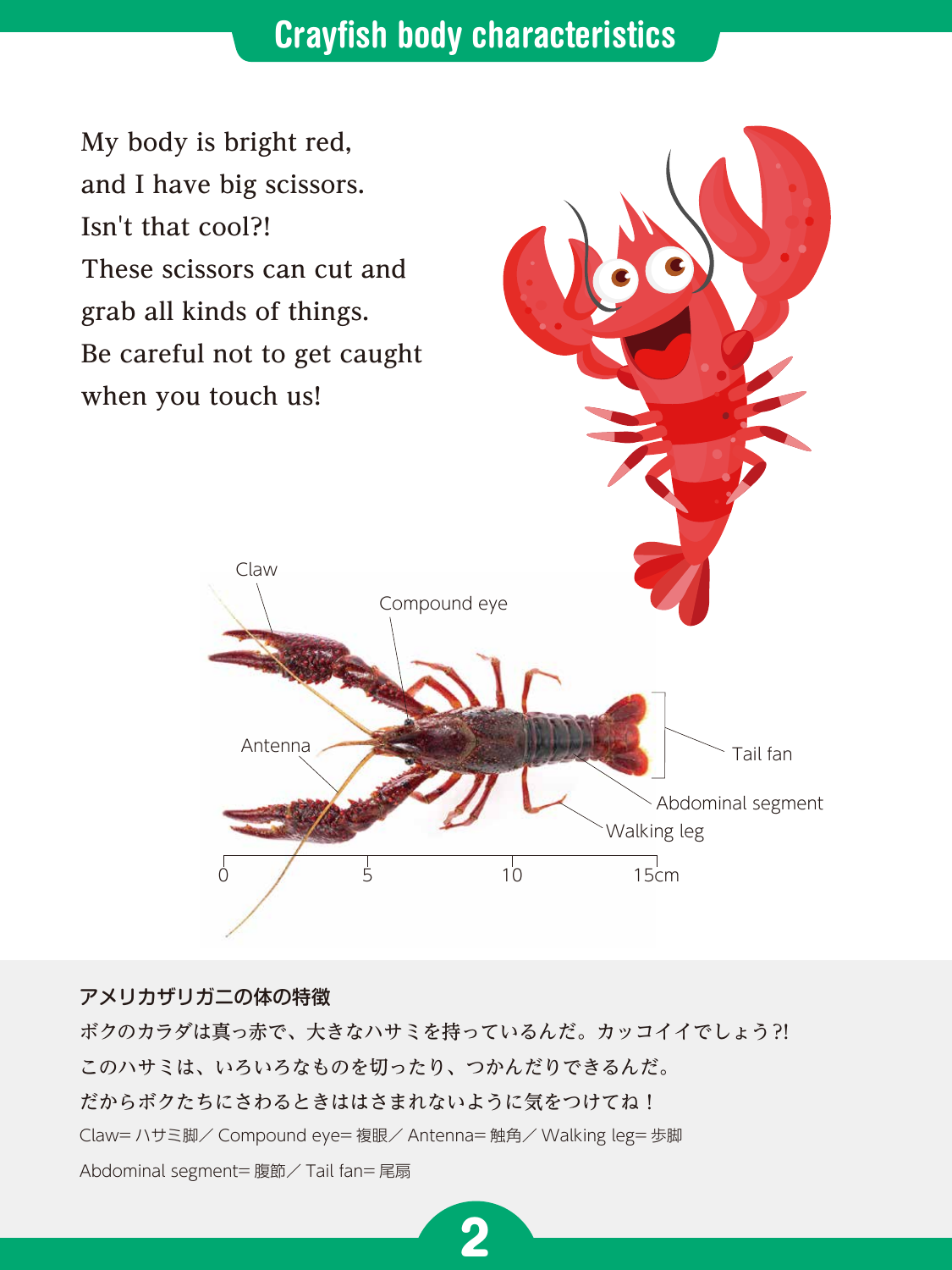# Crayfish body characteristics

My body is bright red,
and I have big scissors.
Isn't that cool?!
These scissors can cut and
grab all kinds of things.
Be careful not to get caught
when you touch us!

Claw

Compound eye

Antenna

Tail fan

Abdominal segment

Walking leg

0 5 10 15cm

**アメリカザリガニの体の特徴**

ボクのカラダは真っ赤で、大きなハサミを持っているんだ。カッコイイでしょう?!
このハサミは、いろいろなものを切ったり、つかんだりできるんだ。
だからボクたちにさわるときははさまれないように気をつけてね！

Claw= ハサミ脚／ Compound eye= 複眼／ Antenna= 触角／ Walking leg= 歩脚
Abdominal segment= 腹節／ Tail fan= 尾扇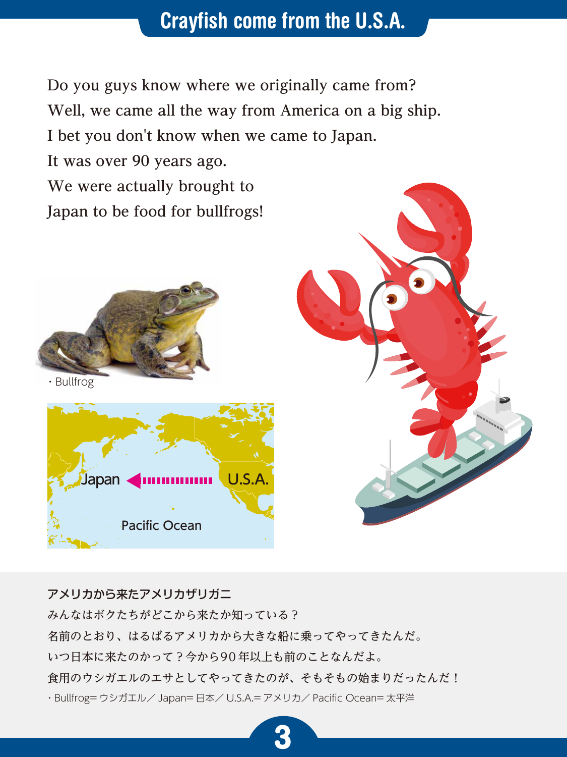# Crayfish come from the U.S.A.

Do you guys know where we originally came from?
Well, we came all the way from America on a big ship.
I bet you don't know when we came to Japan.
It was over 90 years ago.
We were actually brought to
Japan to be food for bullfrogs!

・Bullfrog

Japan　U.S.A.
Pacific Ocean

**アメリカから来たアメリカザリガニ**

みんなはボクたちがどこから来たか知っている？
名前のとおり、はるばるアメリカから大きな船に乗ってやってきたんだ。
いつ日本に来たのかって？今から90年以上も前のことなんだよ。
食用のウシガエルのエサとしてやってきたのが、そもそもの始まりだったんだ！

・Bullfrog= ウシガエル／ Japan= 日本／ U.S.A.= アメリカ／ Pacific Ocean= 太平洋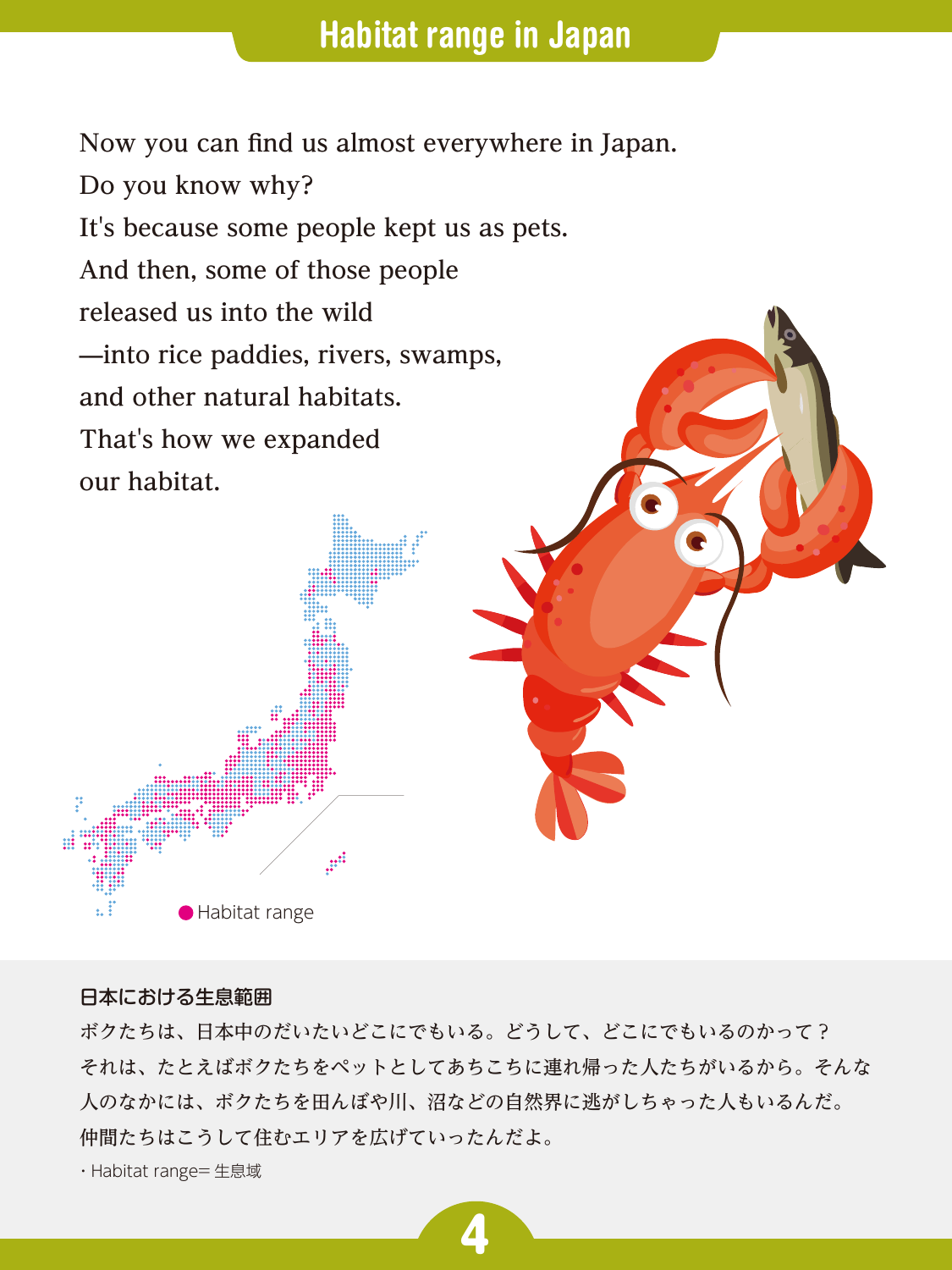# Habitat range in Japan

Now you can find us almost everywhere in Japan.
Do you know why?
It's because some people kept us as pets.
And then, some of those people
released us into the wild
—into rice paddies, rivers, swamps,
and other natural habitats.
That's how we expanded
our habitat.

● Habitat range

**日本における生息範囲**

ボクたちは、日本中のだいたいどこにでもいる。どうして、どこにでもいるのかって？
それは、たとえばボクたちをペットとしてあちこちに連れ帰った人たちがいるから。そんな人のなかには、ボクたちを田んぼや川、沼などの自然界に逃がしちゃった人もいるんだ。
仲間たちはこうして住むエリアを広げていったんだよ。

・Habitat range= 生息域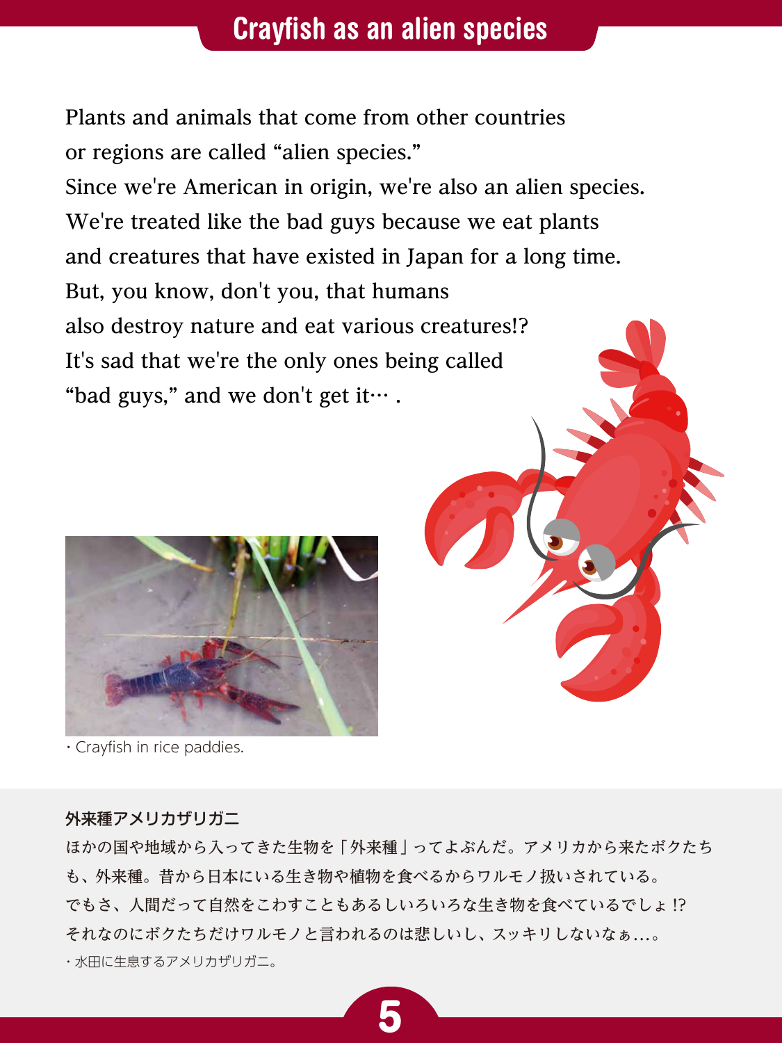# Crayfish as an alien species

Plants and animals that come from other countries or regions are called “alien species.”
Since we're American in origin, we're also an alien species.
We're treated like the bad guys because we eat plants and creatures that have existed in Japan for a long time.
But, you know, don't you, that humans also destroy nature and eat various creatures!?
It's sad that we're the only ones being called “bad guys,” and we don't get it… .

・Crayfish in rice paddies.

**外来種アメリカザリガニ**

ほかの国や地域から入ってきた生物を「外来種」ってよぶんだ。アメリカから来たボクたちも、外来種。昔から日本にいる生き物や植物を食べるからワルモノ扱いされている。
でもさ、人間だって自然をこわすこともあるしいろいろな生き物を食べているでしょ!?
それなのにボクたちだけワルモノと言われるのは悲しいし、スッキリしないなぁ…。

・水田に生息するアメリカザリガニ。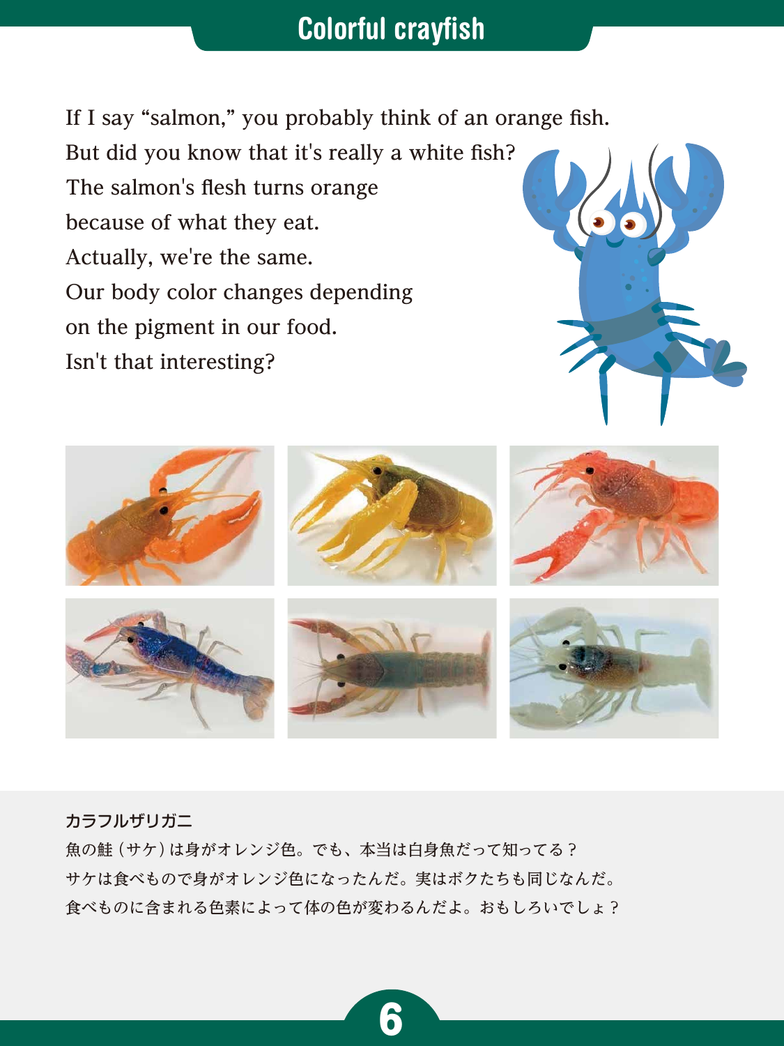# Colorful crayfish

If I say "salmon," you probably think of an orange fish.
But did you know that it's really a white fish?
The salmon's flesh turns orange
because of what they eat.
Actually, we're the same.
Our body color changes depending
on the pigment in our food.
Isn't that interesting?

**カラフルザリガニ**

魚の鮭（サケ）は身がオレンジ色。でも、本当は白身魚だって知ってる？
サケは食べもので身がオレンジ色になったんだ。実はボクたちも同じなんだ。
食べものに含まれる色素によって体の色が変わるんだよ。おもしろいでしょ？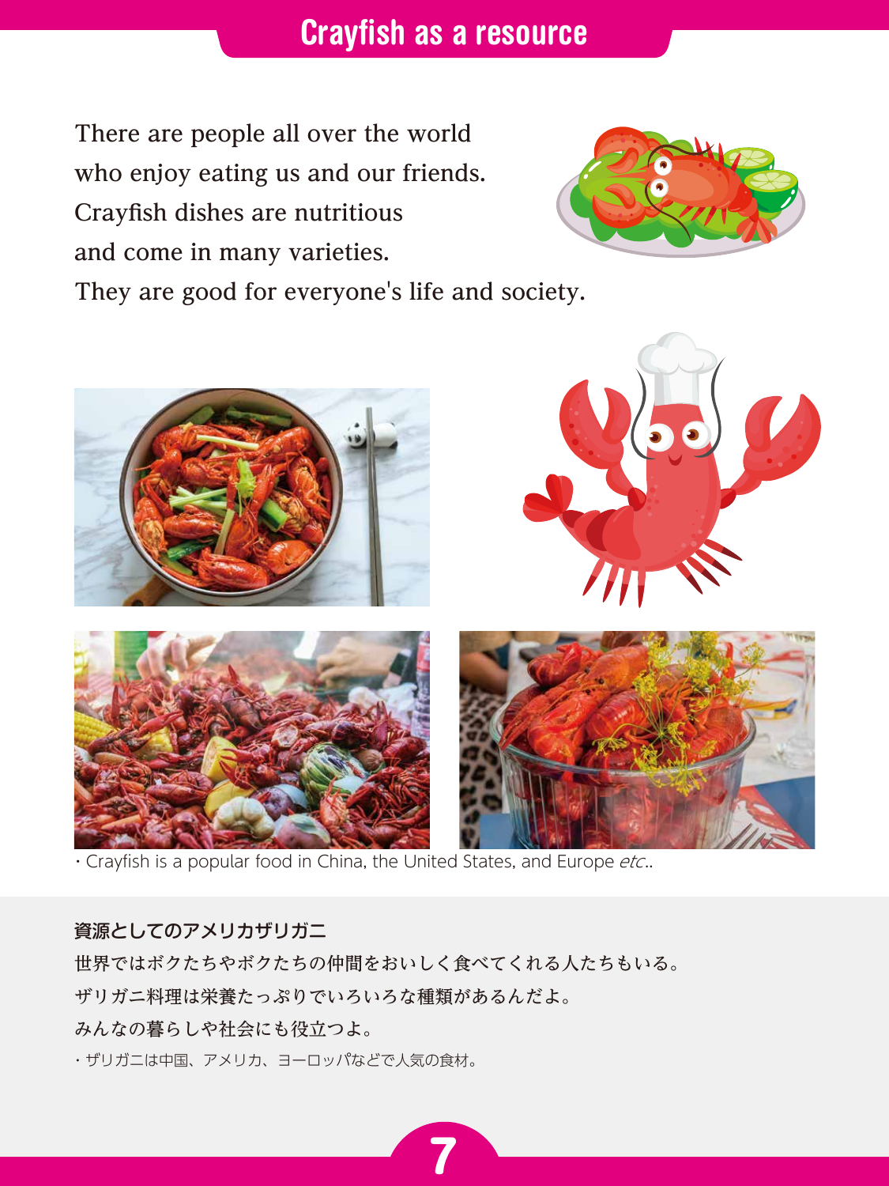# Crayfish as a resource

There are people all over the world
who enjoy eating us and our friends.
Crayfish dishes are nutritious
and come in many varieties.
They are good for everyone's life and society.

・Crayfish is a popular food in China, the United States, and Europe *etc.*.

**資源としてのアメリカザリガニ**

世界ではボクたちやボクたちの仲間をおいしく食べてくれる人たちもいる。
ザリガニ料理は栄養たっぷりでいろいろな種類があるんだよ。
みんなの暮らしや社会にも役立つよ。

・ザリガニは中国、アメリカ、ヨーロッパなどで人気の食材。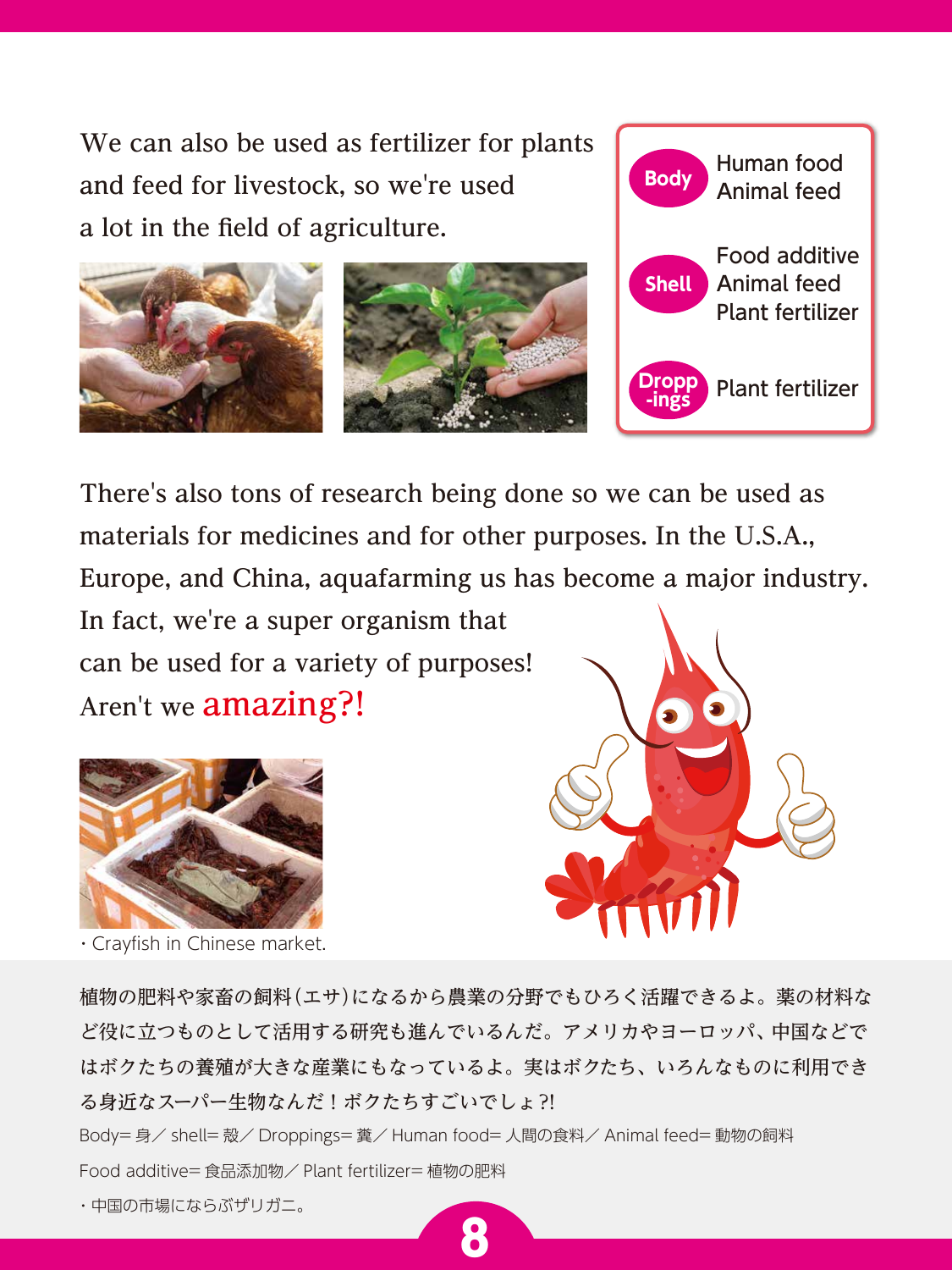We can also be used as fertilizer for plants and feed for livestock, so we're used a lot in the field of agriculture.

| | |
|---|---|
| Body | Human food<br>Animal feed |
| Shell | Food additive<br>Animal feed<br>Plant fertilizer |
| Dropp-ings | Plant fertilizer |

There's also tons of research being done so we can be used as materials for medicines and for other purposes. In the U.S.A., Europe, and China, aquafarming us has become a major industry. In fact, we're a super organism that can be used for a variety of purposes! Aren't we amazing?!

・Crayfish in Chinese market.

植物の肥料や家畜の飼料（エサ）になるから農業の分野でもひろく活躍できるよ。薬の材料など役に立つものとして活用する研究も進んでいるんだ。アメリカやヨーロッパ、中国などではボクたちの養殖が大きな産業にもなっているよ。実はボクたち、いろんなものに利用できる身近なスーパー生物なんだ！ボクたちすごいでしょ?!

Body= 身／ shell= 殻／ Droppings= 糞／ Human food= 人間の食料／ Animal feed= 動物の飼料

Food additive= 食品添加物／ Plant fertilizer= 植物の肥料

・中国の市場にならぶザリガニ。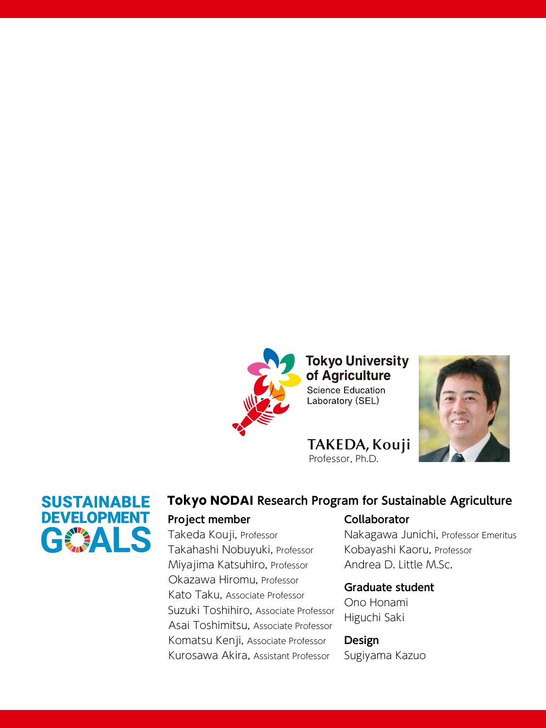**Tokyo University of Agriculture**
Science Education Laboratory (SEL)

**TAKEDA, Kouji**
Professor, Ph.D.

SUSTAINABLE DEVELOPMENT GOALS

## Tokyo NODAI Research Program for Sustainable Agriculture

### Project member

Takeda Kouji, Professor
Takahashi Nobuyuki, Professor
Miyajima Katsuhiro, Professor
Okazawa Hiromu, Professor
Kato Taku, Associate Professor
Suzuki Toshihiro, Associate Professor
Asai Toshimitsu, Associate Professor
Komatsu Kenji, Associate Professor
Kurosawa Akira, Assistant Professor

### Collaborator

Nakagawa Junichi, Professor Emeritus
Kobayashi Kaoru, Professor
Andrea D. Little M.Sc.

### Graduate student

Ono Honami
Higuchi Saki

### Design

Sugiyama Kazuo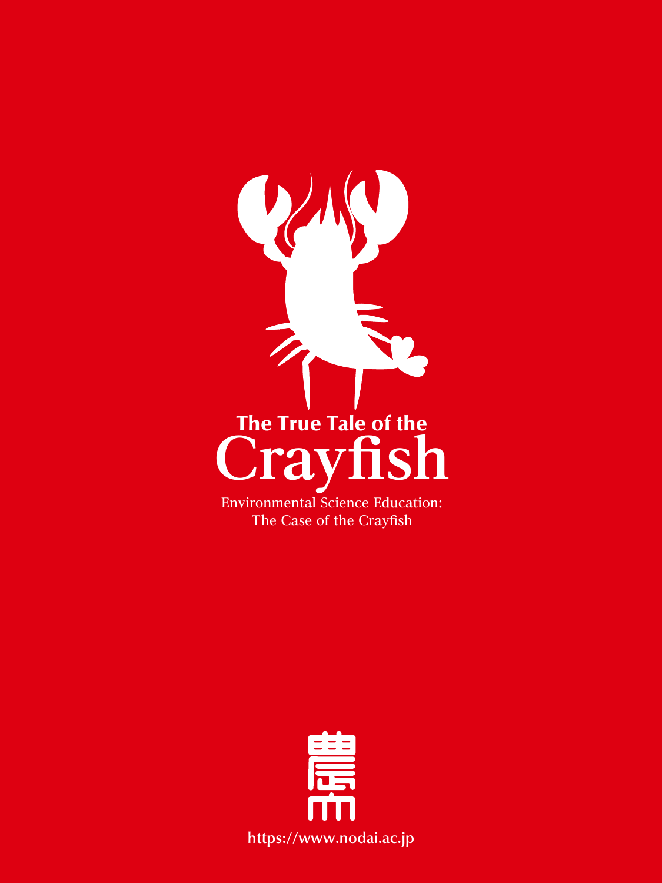The True Tale of the

# Crayfish

Environmental Science Education:
The Case of the Crayfish

農

https://www.nodai.ac.jp